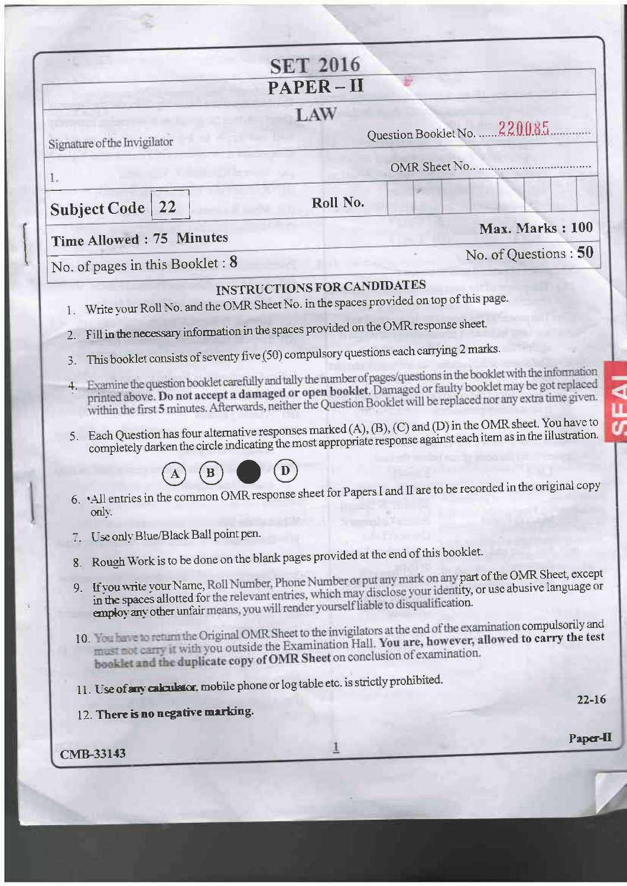# SET 2016

## PAPER – II

## LAW

Signature of the Invigilator

Question Booklet No. ......220085............

1.

OMR Sheet No.. ....................................

| **Subject Code** | **22** | **Roll No.** | | | | | | | | |
|---|---|---|---|---|---|---|---|---|---|---|

**Time Allowed : 75 Minutes** — **Max. Marks : 100**

No. of pages in this Booklet : **8** — No. of Questions : **50**

### INSTRUCTIONS FOR CANDIDATES

1. Write your Roll No. and the OMR Sheet No. in the spaces provided on top of this page.
2. Fill in the necessary information in the spaces provided on the OMR response sheet.
3. This booklet consists of seventy five (50) compulsory questions each carrying 2 marks.
4. Examine the question booklet carefully and tally the number of pages/questions in the booklet with the information printed above. **Do not accept a damaged or open booklet.** Damaged or faulty booklet may be got replaced within the first **5** minutes. Afterwards, neither the Question Booklet will be replaced nor any extra time given.
5. Each Question has four alternative responses marked (A), (B), (C) and (D) in the OMR sheet. You have to completely darken the circle indicating the most appropriate response against each item as in the illustration.

   (A) (B) ● (D)

6. All entries in the common OMR response sheet for Papers I and II are to be recorded in the original copy only.
7. Use only Blue/Black Ball point pen.
8. Rough Work is to be done on the blank pages provided at the end of this booklet.
9. If you write your Name, Roll Number, Phone Number or put any mark on any part of the OMR Sheet, except in the spaces allotted for the relevant entries, which may disclose your identity, or use abusive language or employ any other unfair means, you will render yourself liable to disqualification.
10. You have to return the Original OMR Sheet to the invigilators at the end of the examination compulsorily and must not carry it with you outside the Examination Hall. **You are, however, allowed to carry the test booklet and the duplicate copy of OMR Sheet** on conclusion of examination.
11. **Use of any calculator,** mobile phone or log table etc. is strictly prohibited.
12. **There is no negative marking.**

22-16

CMB-33143

Paper-II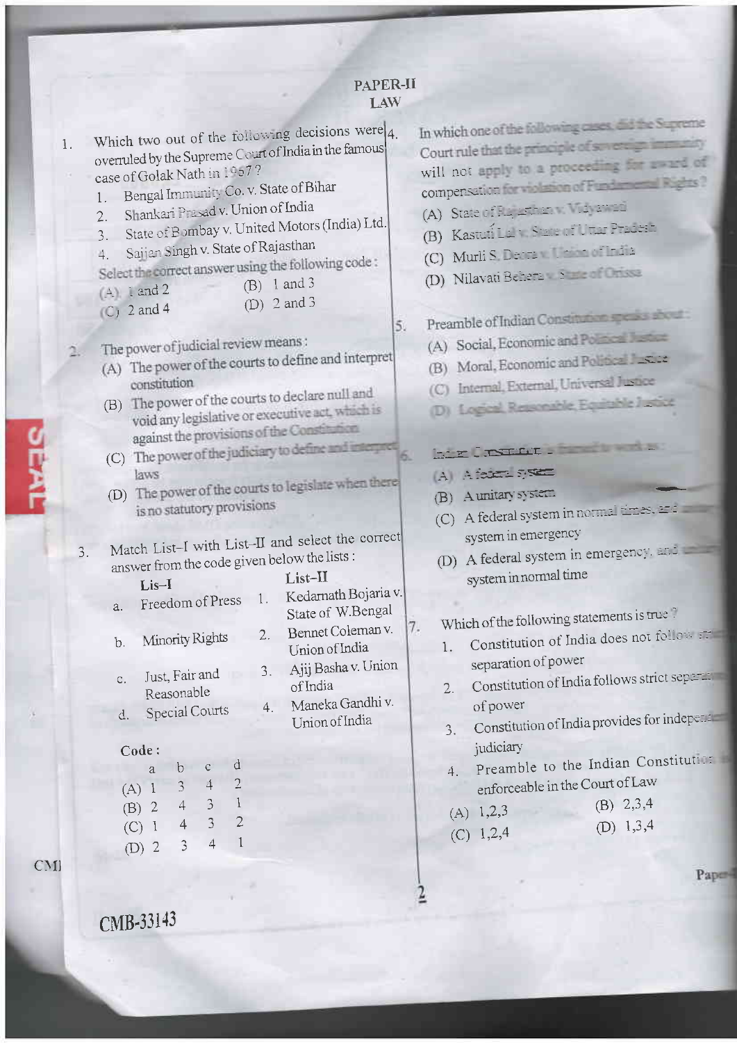# PAPER-II
## LAW

1. Which two out of the following decisions were overruled by the Supreme Court of India in the famous case of Golak Nath in 1967 ?
   1. Bengal Immunity Co. v. State of Bihar
   2. Shankari Prasad v. Union of India
   3. State of Bombay v. United Motors (India) Ltd.
   4. Sajjan Singh v. State of Rajasthan

   Select the correct answer using the following code :
   (A) 1 and 2 (B) 1 and 3
   (C) 2 and 4 (D) 2 and 3

2. The power of judicial review means :
   (A) The power of the courts to define and interpret constitution
   (B) The power of the courts to declare null and void any legislative or executive act, which is against the provisions of the Constitution
   (C) The power of the judiciary to define and interpret laws
   (D) The power of the courts to legislate when there is no statutory provisions

3. Match List–I with List–II and select the correct answer from the code given below the lists :

| Lis–I | | List–II | |
|---|---|---|---|
| a. | Freedom of Press | 1. | Kedarnath Bojaria v. State of W.Bengal |
| b. | Minority Rights | 2. | Bennet Coleman v. Union of India |
| c. | Just, Fair and Reasonable | 3. | Ajij Basha v. Union of India |
| d. | Special Courts | 4. | Maneka Gandhi v. Union of India |

   **Code :**

| | a | b | c | d |
|---|---|---|---|---|
| (A) | 1 | 3 | 4 | 2 |
| (B) | 2 | 4 | 3 | 1 |
| (C) | 1 | 4 | 3 | 2 |
| (D) | 2 | 3 | 4 | 1 |

4. In which one of the following cases, did the Supreme Court rule that the principle of sovereign immunity will not apply to a proceeding for award of compensation for violation of Fundamental Rights ?
   (A) State of Rajasthan v. Vidyawati
   (B) Kasturi Lal v. State of Uttar Pradesh
   (C) Murli S. Deora v. Union of India
   (D) Nilavati Behera v. State of Orissa

5. Preamble of Indian Constitution speaks about :
   (A) Social, Economic and Political Justice
   (B) Moral, Economic and Political Justice
   (C) Internal, External, Universal Justice
   (D) Logical, Reasonable, Equitable Justice

6. Indian Constitution is framed to work as :
   (A) A federal system
   (B) A unitary system
   (C) A federal system in normal times, and unitary system in emergency
   (D) A federal system in emergency, and unitary system in normal time

7. Which of the following statements is true ?
   1. Constitution of India does not follow strict separation of power
   2. Constitution of India follows strict separation of power
   3. Constitution of India provides for independent judiciary
   4. Preamble to the Indian Constitution is enforceable in the Court of Law

   (A) 1,2,3 (B) 2,3,4
   (C) 1,2,4 (D) 1,3,4

CMB-33143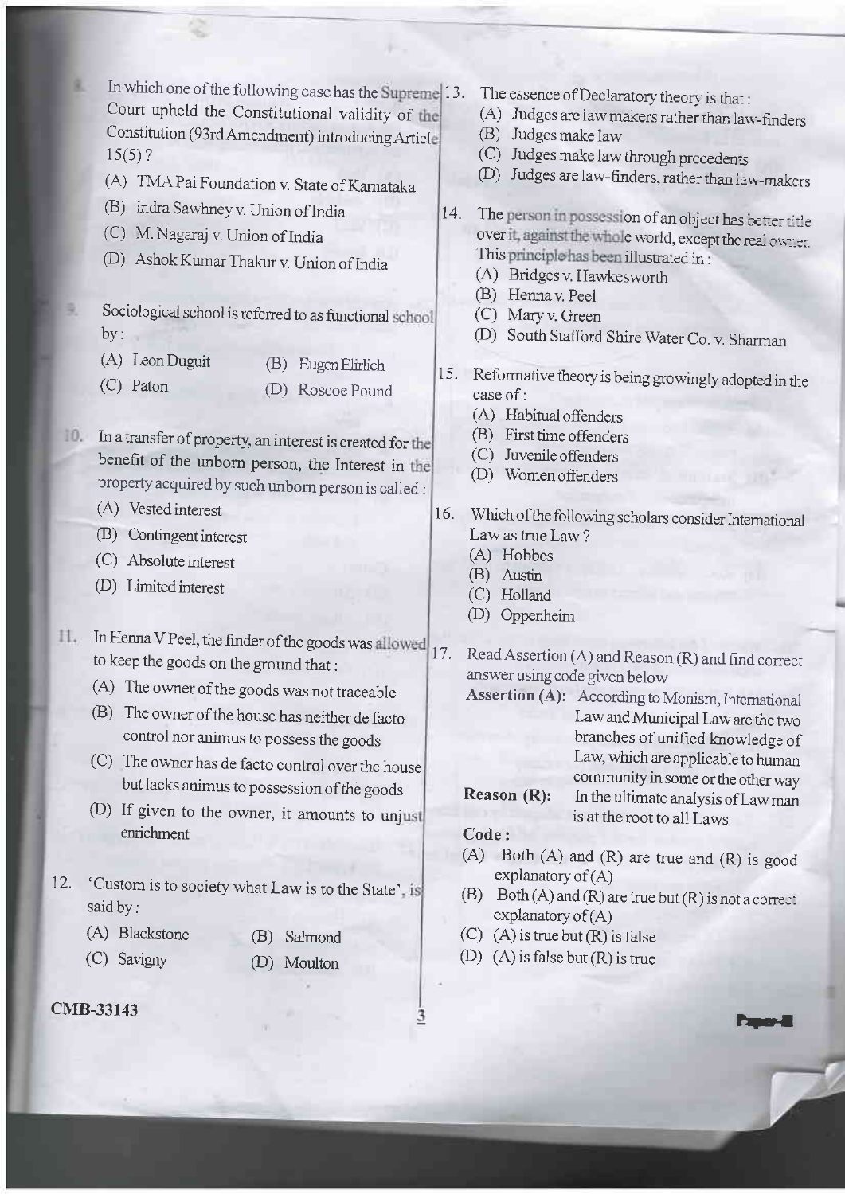8. In which one of the following case has the Supreme Court upheld the Constitutional validity of the Constitution (93rd Amendment) introducing Article 15(5) ?
   (A) TMA Pai Foundation v. State of Karnataka
   (B) Indra Sawhney v. Union of India
   (C) M. Nagaraj v. Union of India
   (D) Ashok Kumar Thakur v. Union of India

9. Sociological school is referred to as functional school by :
   (A) Leon Duguit
   (B) Eugen Elirlich
   (C) Paton
   (D) Roscoe Pound

10. In a transfer of property, an interest is created for the benefit of the unborn person, the Interest in the property acquired by such unborn person is called :
    (A) Vested interest
    (B) Contingent interest
    (C) Absolute interest
    (D) Limited interest

11. In Henna V Peel, the finder of the goods was allowed to keep the goods on the ground that :
    (A) The owner of the goods was not traceable
    (B) The owner of the house has neither de facto control nor animus to possess the goods
    (C) The owner has de facto control over the house but lacks animus to possession of the goods
    (D) If given to the owner, it amounts to unjust enrichment

12. 'Custom is to society what Law is to the State', is said by :
    (A) Blackstone
    (B) Salmond
    (C) Savigny
    (D) Moulton

13. The essence of Declaratory theory is that :
    (A) Judges are law makers rather than law-finders
    (B) Judges make law
    (C) Judges make law through precedents
    (D) Judges are law-finders, rather than law-makers

14. The person in possession of an object has better title over it, against the whole world, except the real owner. This principle has been illustrated in :
    (A) Bridges v. Hawkesworth
    (B) Henna v. Peel
    (C) Mary v. Green
    (D) South Stafford Shire Water Co. v. Sharman

15. Reformative theory is being growingly adopted in the case of :
    (A) Habitual offenders
    (B) First time offenders
    (C) Juvenile offenders
    (D) Women offenders

16. Which of the following scholars consider International Law as true Law ?
    (A) Hobbes
    (B) Austin
    (C) Holland
    (D) Oppenheim

17. Read Assertion (A) and Reason (R) and find correct answer using code given below

    **Assertion (A):** According to Monism, International Law and Municipal Law are the two branches of unified knowledge of Law, which are applicable to human community in some or the other way

    **Reason (R):** In the ultimate analysis of Law man is at the root to all Laws

    **Code :**
    (A) Both (A) and (R) are true and (R) is good explanatory of (A)
    (B) Both (A) and (R) are true but (R) is not a correct explanatory of (A)
    (C) (A) is true but (R) is false
    (D) (A) is false but (R) is true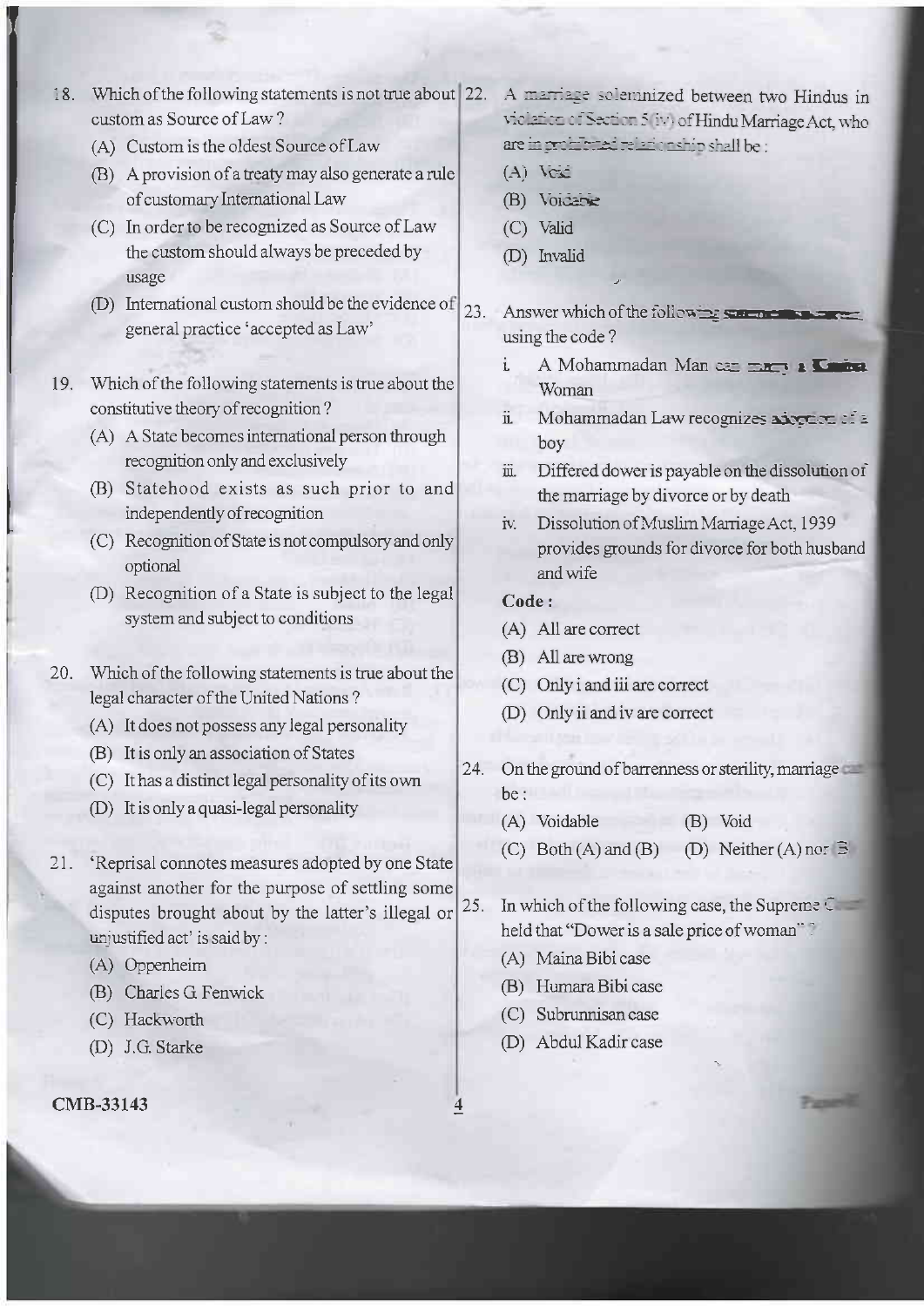18. Which of the following statements is not true about custom as Source of Law ?

    (A) Custom is the oldest Source of Law

    (B) A provision of a treaty may also generate a rule of customary International Law

    (C) In order to be recognized as Source of Law the custom should always be preceded by usage

    (D) International custom should be the evidence of general practice 'accepted as Law'

19. Which of the following statements is true about the constitutive theory of recognition ?

    (A) A State becomes international person through recognition only and exclusively

    (B) Statehood exists as such prior to and independently of recognition

    (C) Recognition of State is not compulsory and only optional

    (D) Recognition of a State is subject to the legal system and subject to conditions

20. Which of the following statements is true about the legal character of the United Nations ?

    (A) It does not possess any legal personality

    (B) It is only an association of States

    (C) It has a distinct legal personality of its own

    (D) It is only a quasi-legal personality

21. 'Reprisal connotes measures adopted by one State against another for the purpose of settling some disputes brought about by the latter's illegal or unjustified act' is said by :

    (A) Oppenheim

    (B) Charles G. Fenwick

    (C) Hackworth

    (D) J.G. Starke

22. A marriage solemnized between two Hindus in violation of Section 5 (iv) of Hindu Marriage Act, who are in prohibited relationship shall be :

    (A) Void

    (B) Voidable

    (C) Valid

    (D) Invalid

23. Answer which of the following statements is correct using the code ?

    i. A Mohammadan Man can marry a Kitabia Woman

    ii. Mohammadan Law recognizes adoption of a boy

    iii. Differed dower is payable on the dissolution of the marriage by divorce or by death

    iv. Dissolution of Muslim Marriage Act, 1939 provides grounds for divorce for both husband and wife

    **Code :**

    (A) All are correct

    (B) All are wrong

    (C) Only i and iii are correct

    (D) Only ii and iv are correct

24. On the ground of barrenness or sterility, marriage can be :

    (A) Voidable (B) Void

    (C) Both (A) and (B) (D) Neither (A) nor (B)

25. In which of the following case, the Supreme Court held that "Dower is a sale price of woman" ?

    (A) Maina Bibi case

    (B) Humara Bibi case

    (C) Subrunnisan case

    (D) Abdul Kadir case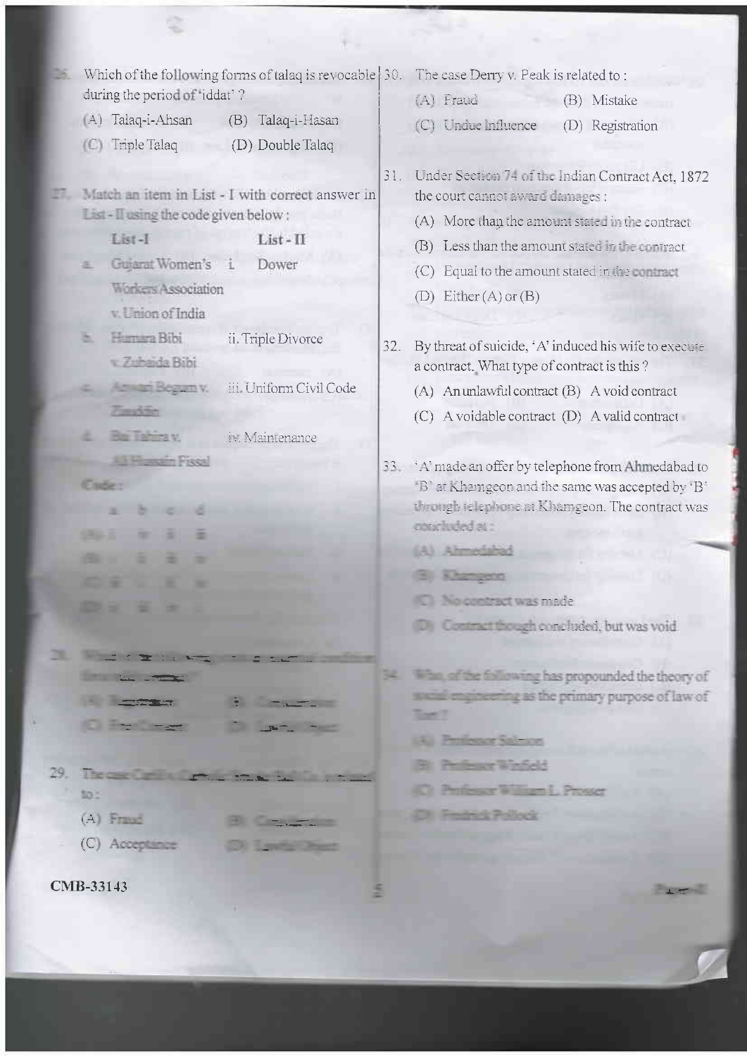26. Which of the following forms of talaq is revocable during the period of 'iddat' ?

(A) Talaq-i-Ahsan (B) Talaq-i-Hasan

(C) Triple Talaq (D) Double Talaq

27. Match an item in List - I with correct answer in List - II using the code given below :

| List - I | List - II |
|---|---|
| a. Gujarat Women's Workers Association v. Union of India | i. Dower |
| b. Humara Bibi v. Zubaida Bibi | ii. Triple Divorce |
| c. Anwari Begam v. Ziauddin | iii. Uniform Civil Code |
| d. Bai Tahira v. Ali Hussain Fissal | iv. Maintenance |

Code :

| | a | b | c | d |
|---|---|---|---|---|
| (A) | i | iv | ii | iii |
| (B) | i | ii | iii | iv |
| (C) | iii | ii | i | iv |
| (D) | ii | iii | iv | i |

28. Which of the following is not an essential condition for a valid contract?

(A) Registration (B) Consideration

(C) Free Consent (D) Lawful Object

29. The case Carlill v. Carbolic Smoke Ball Co. is related to :

(A) Fraud (B) Consideration

(C) Acceptance (D) Lawful Object

30. The case Derry v. Peak is related to :

(A) Fraud (B) Mistake

(C) Undue Influence (D) Registration

31. Under Section 74 of the Indian Contract Act, 1872 the court cannot award damages :

(A) More than the amount stated in the contract

(B) Less than the amount stated in the contract

(C) Equal to the amount stated in the contract

(D) Either (A) or (B)

32. By threat of suicide, 'A' induced his wife to execute a contract. What type of contract is this ?

(A) An unlawful contract (B) A void contract

(C) A voidable contract (D) A valid contract

33. 'A' made an offer by telephone from Ahmedabad to 'B' at Khamgeon and the same was accepted by 'B' through telephone at Khamgeon. The contract was concluded at :

(A) Ahmedabad

(B) Khamgeon

(C) No contract was made

(D) Contract though concluded, but was void

34. Who, of the following has propounded the theory of social engineering as the primary purpose of law of Tort ?

(A) Professor Salmon

(B) Professor Winfield

(C) Professor William L. Prosser

(D) Fredrick Pollock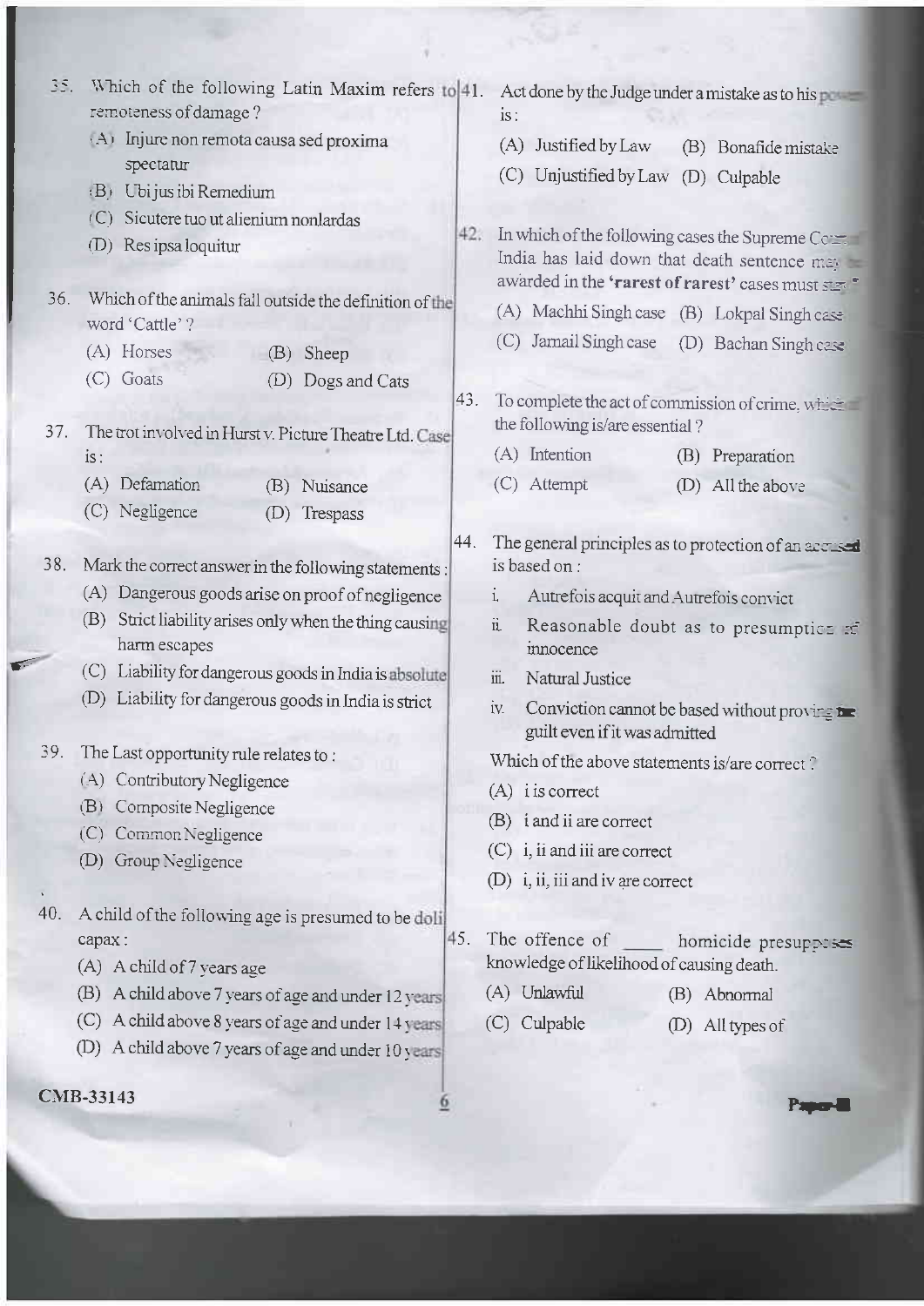35. Which of the following Latin Maxim refers to remoteness of damage ?
    - (A) Injure non remota causa sed proxima spectatur
    - (B) Ubi jus ibi Remedium
    - (C) Sicutere tuo ut alienium nonlardas
    - (D) Res ipsa loquitur

36. Which of the animals fall outside the definition of the word 'Cattle' ?
    - (A) Horses
    - (B) Sheep
    - (C) Goats
    - (D) Dogs and Cats

37. The trot involved in Hurst v. Picture Theatre Ltd. Case is :
    - (A) Defamation
    - (B) Nuisance
    - (C) Negligence
    - (D) Trespass

38. Mark the correct answer in the following statements :
    - (A) Dangerous goods arise on proof of negligence
    - (B) Strict liability arises only when the thing causing harm escapes
    - (C) Liability for dangerous goods in India is absolute
    - (D) Liability for dangerous goods in India is strict

39. The Last opportunity rule relates to :
    - (A) Contributory Negligence
    - (B) Composite Negligence
    - (C) Common Negligence
    - (D) Group Negligence

40. A child of the following age is presumed to be doli capax :
    - (A) A child of 7 years age
    - (B) A child above 7 years of age and under 12 years
    - (C) A child above 8 years of age and under 14 years
    - (D) A child above 7 years of age and under 10 years

41. Act done by the Judge under a mistake as to his power is :
    - (A) Justified by Law
    - (B) Bonafide mistake
    - (C) Unjustified by Law
    - (D) Culpable

42. In which of the following cases the Supreme Court of India has laid down that death sentence may be awarded in the **'rarest of rarest'** cases must stay ?
    - (A) Machhi Singh case
    - (B) Lokpal Singh case
    - (C) Jarnail Singh case
    - (D) Bachan Singh case

43. To complete the act of commission of crime, which of the following is/are essential ?
    - (A) Intention
    - (B) Preparation
    - (C) Attempt
    - (D) All the above

44. The general principles as to protection of an accused is based on :
    - i. Autrefois acquit and Autrefois convict
    - ii. Reasonable doubt as to presumption of innocence
    - iii. Natural Justice
    - iv. Conviction cannot be based without proving the guilt even if it was admitted

    Which of the above statements is/are correct ?
    - (A) i is correct
    - (B) i and ii are correct
    - (C) i, ii and iii are correct
    - (D) i, ii, iii and iv are correct

45. The offence of ____ homicide presupposes knowledge of likelihood of causing death.
    - (A) Unlawful
    - (B) Abnormal
    - (C) Culpable
    - (D) All types of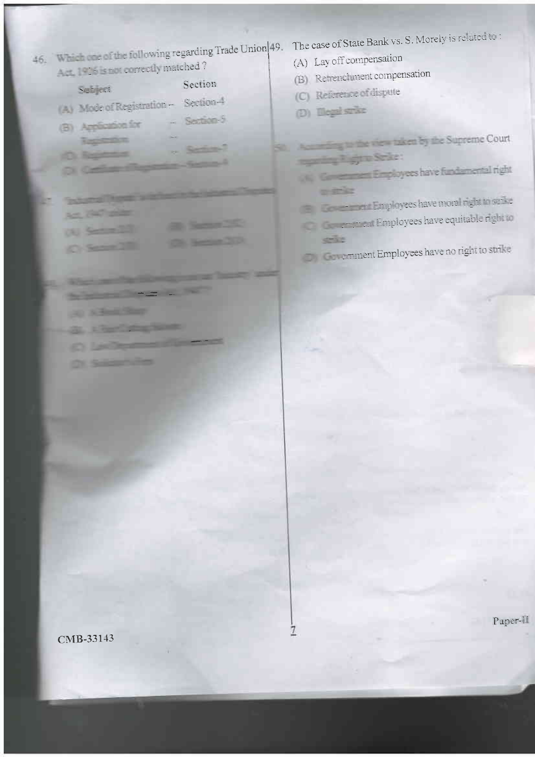46. Which one of the following regarding Trade Union Act, 1926 is not correctly matched ?

| Subject | Section |
|---|---|
| (A) Mode of Registration | Section-4 |
| (B) Application for Registration | Section-5 |
| (C) Registration | Section-7 |
| (D) Certificate of Registration | Section-9 |

47. 'Industrial Dispute' is defined in the Industrial Disputes Act, 1947 under :

(A) Section 2(J) (B) Section 2(K)

(C) Section 2(R) (D) Section 2(O)

48. Which one of the following is not an 'Industry' under the Industrial Disputes Act, 1947 ?

(A) A Book Shop

(B) A Hair Cutting Saloon

(C) Law Department of Government

(D) Solicitor's Firm

49. The case of State Bank vs. S. Morely is related to :

(A) Lay off compensation

(B) Retrenchment compensation

(C) Reference of dispute

(D) Illegal strike

50. According to the view taken by the Supreme Court regarding Right to Strike :

(A) Government Employees have fundamental right to strike

(B) Government Employees have moral right to strike

(C) Government Employees have equitable right to strike

(D) Government Employees have no right to strike

CMB-33143

Paper-II